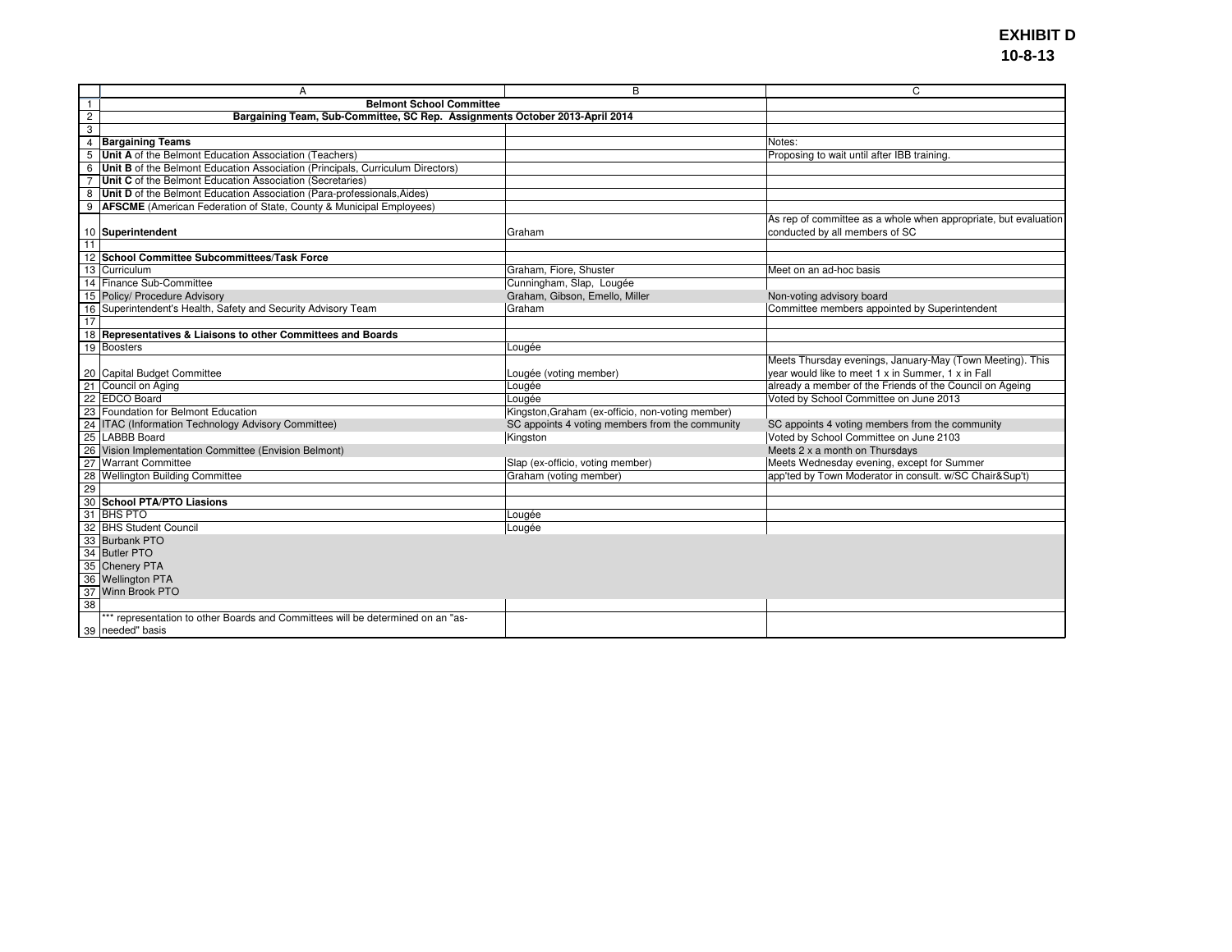**EXHIBIT D**
**10-8-13**

| | A | B | C |
|---|---|---|---|
| 1 | **Belmont School Committee** | | |
| 2 | **Bargaining Team, Sub-Committee, SC Rep. Assignments October 2013-April 2014** | | |
| 3 | | | |
| 4 | **Bargaining Teams** | | Notes: |
| 5 | **Unit A** of the Belmont Education Association (Teachers) | | Proposing to wait until after IBB training. |
| 6 | **Unit B** of the Belmont Education Association (Principals, Curriculum Directors) | | |
| 7 | **Unit C** of the Belmont Education Association (Secretaries) | | |
| 8 | **Unit D** of the Belmont Education Association (Para-professionals,Aides) | | |
| 9 | **AFSCME** (American Federation of State, County & Municipal Employees) | | |
| 10 | **Superintendent** | Graham | As rep of committee as a whole when appropriate, but evaluation conducted by all members of SC |
| 11 | | | |
| 12 | **School Committee Subcommittees/Task Force** | | |
| 13 | Curriculum | Graham, Fiore, Shuster | Meet on an ad-hoc basis |
| 14 | Finance Sub-Committee | Cunningham, Slap, Lougée | |
| 15 | Policy/ Procedure Advisory | Graham, Gibson, Emello, Miller | Non-voting advisory board |
| 16 | Superintendent's Health, Safety and Security Advisory Team | Graham | Committee members appointed by Superintendent |
| 17 | | | |
| 18 | **Representatives & Liaisons to other Committees and Boards** | | |
| 19 | Boosters | Lougée | |
| 20 | Capital Budget Committee | Lougée (voting member) | Meets Thursday evenings, January-May (Town Meeting). This year would like to meet 1 x in Summer, 1 x in Fall |
| 21 | Council on Aging | Lougée | already a member of the Friends of the Council on Ageing |
| 22 | EDCO Board | Lougée | Voted by School Committee on June 2013 |
| 23 | Foundation for Belmont Education | Kingston,Graham (ex-officio, non-voting member) | |
| 24 | ITAC (Information Technology Advisory Committee) | SC appoints 4 voting members from the community | SC appoints 4 voting members from the community |
| 25 | LABBB Board | Kingston | Voted by School Committee on June 2103 |
| 26 | Vision Implementation Committee (Envision Belmont) | | Meets 2 x a month on Thursdays |
| 27 | Warrant Committee | Slap (ex-officio, voting member) | Meets Wednesday evening, except for Summer |
| 28 | Wellington Building Committee | Graham (voting member) | app'ted by Town Moderator in consult. w/SC Chair&Sup't) |
| 29 | | | |
| 30 | **School PTA/PTO Liasions** | | |
| 31 | BHS PTO | Lougée | |
| 32 | BHS Student Council | Lougée | |
| 33 | Burbank PTO | | |
| 34 | Butler PTO | | |
| 35 | Chenery PTA | | |
| 36 | Wellington PTA | | |
| 37 | Winn Brook PTO | | |
| 38 | | | |
| 39 | *** representation to other Boards and Committees will be determined on an "as-needed" basis | | |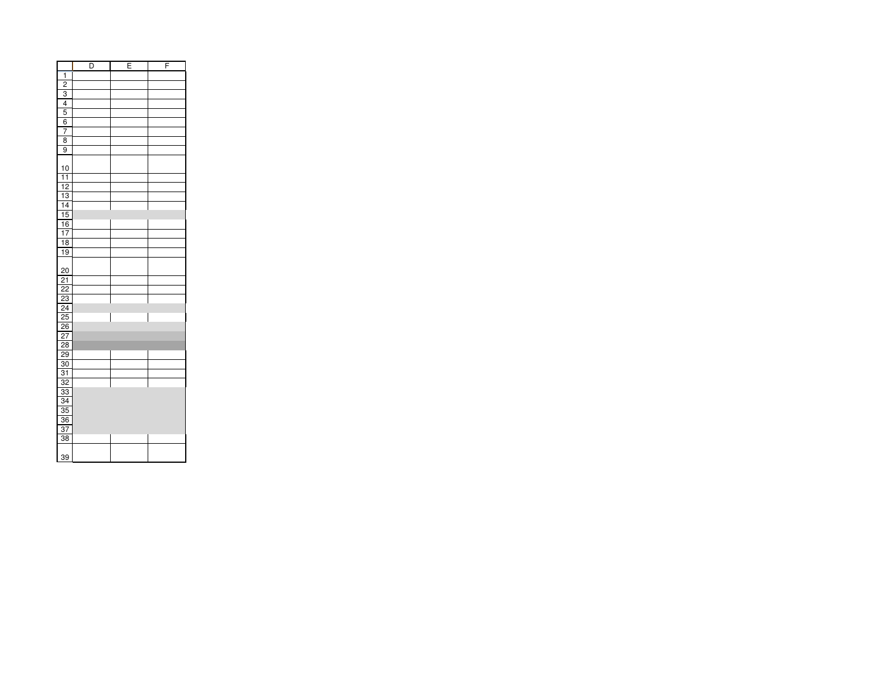| | D | E | F |
|---|---|---|---|
| 1 | | | |
| 2 | | | |
| 3 | | | |
| 4 | | | |
| 5 | | | |
| 6 | | | |
| 7 | | | |
| 8 | | | |
| 9 | | | |
| 10 | | | |
| 11 | | | |
| 12 | | | |
| 13 | | | |
| 14 | | | |
| 15 | | | |
| 16 | | | |
| 17 | | | |
| 18 | | | |
| 19 | | | |
| 20 | | | |
| 21 | | | |
| 22 | | | |
| 23 | | | |
| 24 | | | |
| 25 | | | |
| 26 | | | |
| 27 | | | |
| 28 | | | |
| 29 | | | |
| 30 | | | |
| 31 | | | |
| 32 | | | |
| 33 | | | |
| 34 | | | |
| 35 | | | |
| 36 | | | |
| 37 | | | |
| 38 | | | |
| 39 | | | |